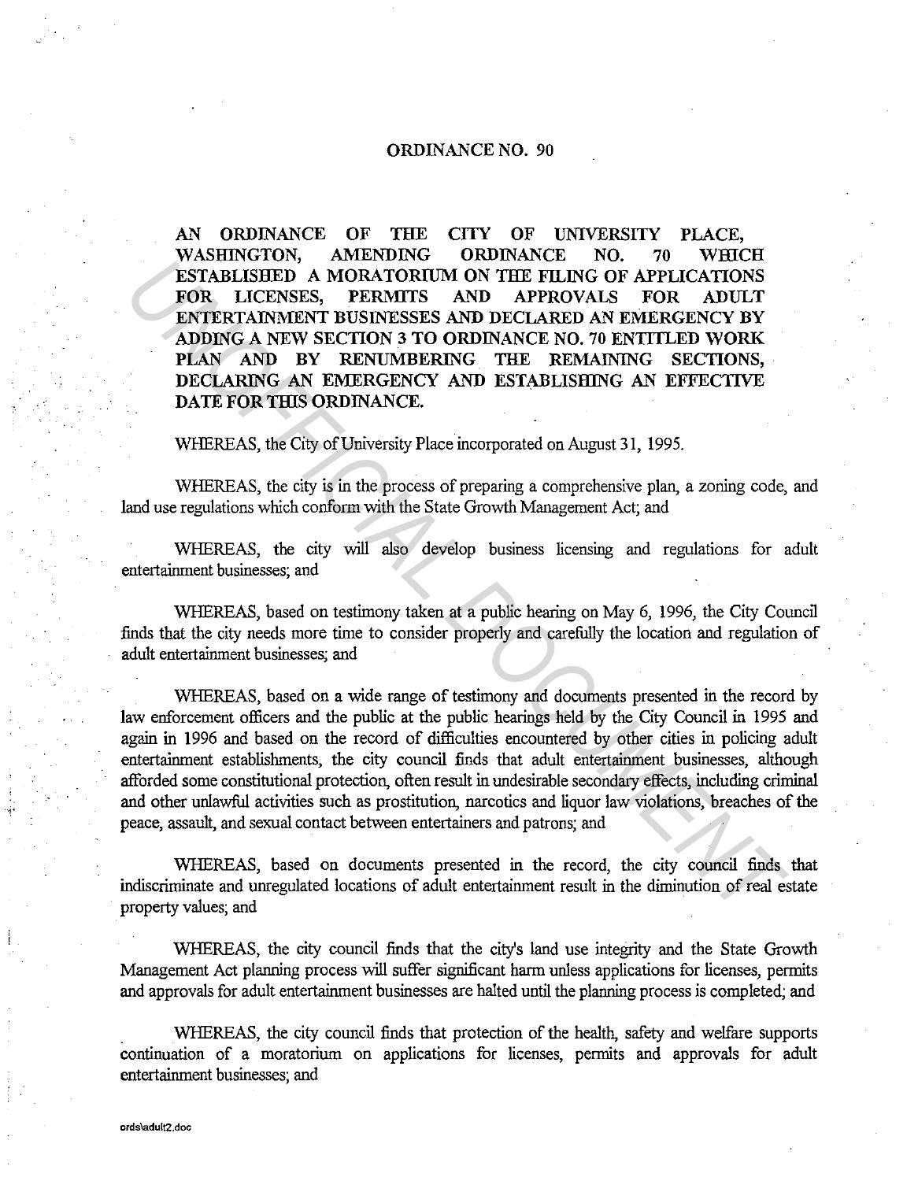ORDINANCE NO. 90

**AN ORDINANCE OF THE CITY OF UNIVERSITY PLACE, WASHINGTON, AMENDING ORDINANCE NO. 70 WHICH ESTABLISHED A MORATORIUM ON THE FILING OF APPLICATIONS FOR LICENSES, PERMITS AND APPROVALS FOR ADULT ENTERTAINMENT BUSINESSES AND DECLARED AN EMERGENCY BY ADDING A NEW SECTION 3 TO ORDINANCE NO. 70 ENTITLED WORK PLAN AND BY RENUMBERING THE REMAINING SECTIONS, DECLARING AN EMERGENCY AND ESTABLISHING AN EFFECTIVE DATE FOR THIS ORDINANCE.**

WHEREAS, the City of University Place incorporated on August 31, 1995.

WHEREAS, the city is in the process of preparing a comprehensive plan, a zoning code, and land use regulations which conform with the State Growth Management Act; and

WHEREAS, the city will also develop business licensing and regulations for adult entertainment businesses; and

WHEREAS, based on testimony taken at a public hearing on May 6, 1996, the City Council finds that the city needs more time to consider properly and carefully the location and regulation of adult entertainment businesses; and

WHEREAS, based on a wide range of testimony and documents presented in the record by law enforcement officers and the public at the public hearings held by the City Council in 1995 and again in 1996 and based on the record of difficulties encountered by other cities in policing adult entertainment establishments, the city council finds that adult entertainment businesses, although afforded some constitutional protection, often result in undesirable secondary effects, including criminal and other unlawful activities such as prostitution, narcotics and liquor law violations, breaches of the peace, assault, and sexual contact between entertainers and patrons; and

WHEREAS, based on documents presented in the record, the city council finds that indiscriminate and unregulated locations of adult entertainment result in the diminution of real estate property values; and

WHEREAS, the city council finds that the city's land use integrity and the State Growth Management Act planning process will suffer significant harm unless applications for licenses, permits and approvals for adult entertainment businesses are halted until the planning process is completed; and

WHEREAS, the city council finds that protection of the health, safety and welfare supports continuation of a moratorium on applications for licenses, permits and approvals for adult entertainment businesses; and

ords\adult2.doc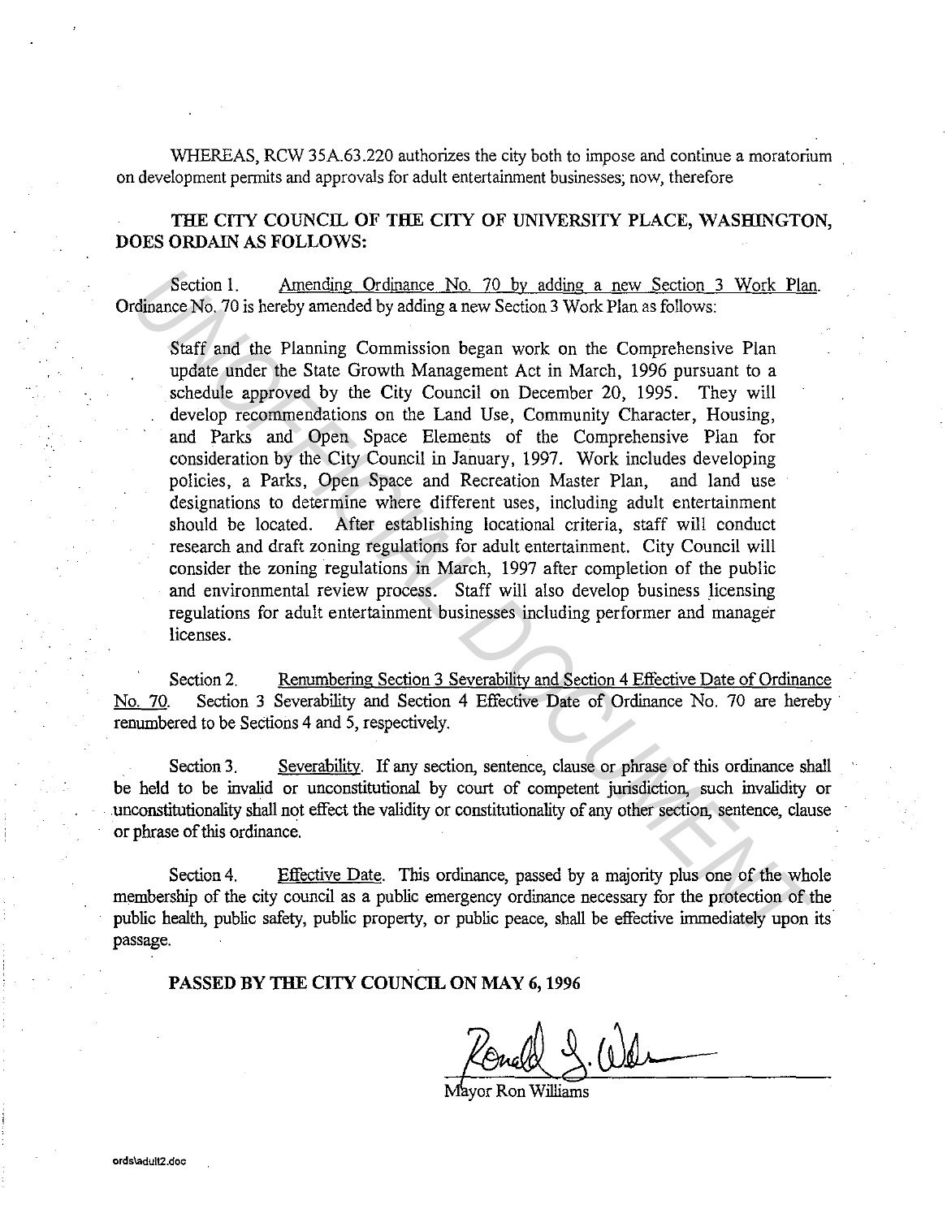WHEREAS, RCW 35A.63.220 authorizes the city both to impose and continue a moratorium on development permits and approvals for adult entertainment businesses; now, therefore

**THE CITY COUNCIL OF THE CITY OF UNIVERSITY PLACE, WASHINGTON, DOES ORDAIN AS FOLLOWS:**

Section 1. Amending Ordinance No. 70 by adding a new Section 3 Work Plan. Ordinance No. 70 is hereby amended by adding a new Section 3 Work Plan as follows:

> Staff and the Planning Commission began work on the Comprehensive Plan update under the State Growth Management Act in March, 1996 pursuant to a schedule approved by the City Council on December 20, 1995. They will develop recommendations on the Land Use, Community Character, Housing, and Parks and Open Space Elements of the Comprehensive Plan for consideration by the City Council in January, 1997. Work includes developing policies, a Parks, Open Space and Recreation Master Plan, and land use designations to determine where different uses, including adult entertainment should be located. After establishing locational criteria, staff will conduct research and draft zoning regulations for adult entertainment. City Council will consider the zoning regulations in March, 1997 after completion of the public and environmental review process. Staff will also develop business licensing regulations for adult entertainment businesses including performer and manager licenses.

Section 2. Renumbering Section 3 Severability and Section 4 Effective Date of Ordinance No. 70. Section 3 Severability and Section 4 Effective Date of Ordinance No. 70 are hereby renumbered to be Sections 4 and 5, respectively.

Section 3. Severability. If any section, sentence, clause or phrase of this ordinance shall be held to be invalid or unconstitutional by court of competent jurisdiction, such invalidity or unconstitutionality shall not effect the validity or constitutionality of any other section, sentence, clause or phrase of this ordinance.

Section 4. Effective Date. This ordinance, passed by a majority plus one of the whole membership of the city council as a public emergency ordinance necessary for the protection of the public health, public safety, public property, or public peace, shall be effective immediately upon its passage.

**PASSED BY THE CITY COUNCIL ON MAY 6, 1996**

Mayor Ron Williams

ords\adult2.doc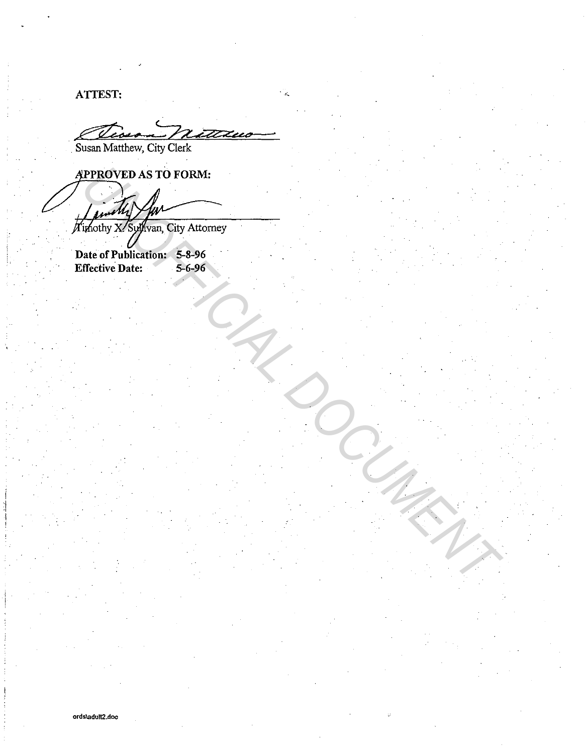ATTEST:

Susan Matthew, City Clerk

**APPROVED AS TO FORM:**

Timothy X. Sullivan, City Attorney

**Date of Publication:** 5-8-96
**Effective Date:** 5-6-96

UNOFFICIAL DOCUMENT

ords\adult2.doc